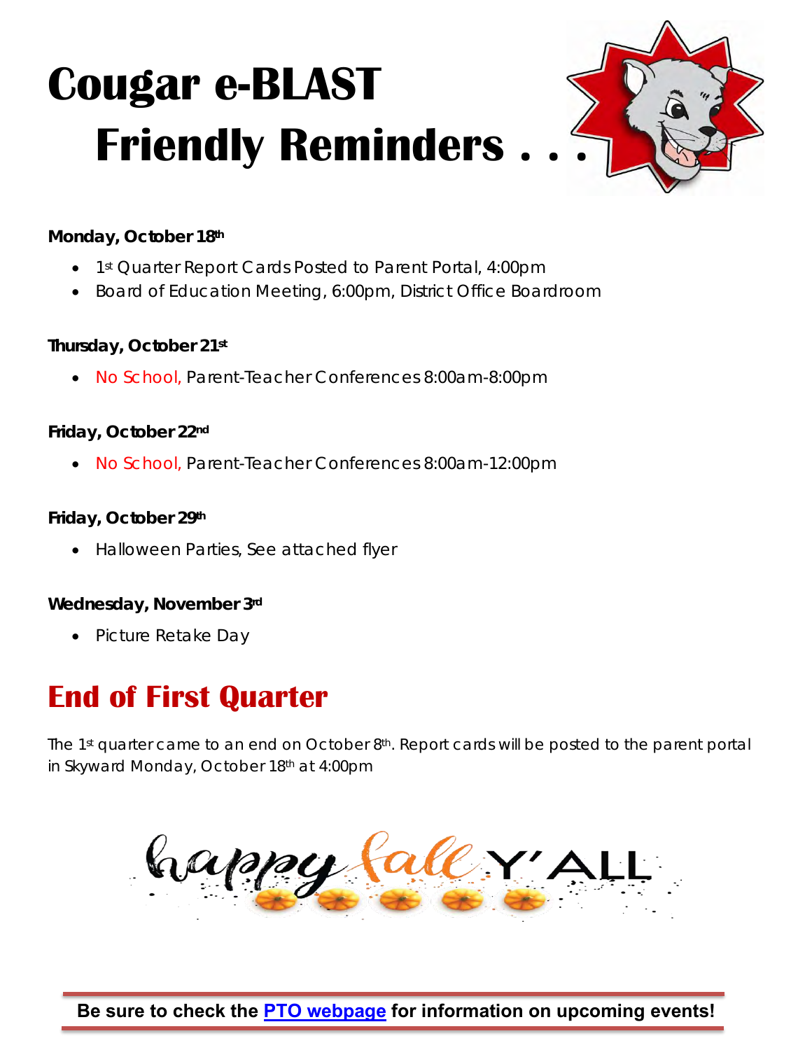# Cougar e-BLAST

# Friendly Reminders . . .

**Monday, October 18th**

- 1st Quarter Report Cards Posted to Parent Portal, 4:00pm
- Board of Education Meeting, 6:00pm, District Office Boardroom

**Thursday, October 21st**

- No School, Parent-Teacher Conferences 8:00am-8:00pm

**Friday, October 22nd**

- No School, Parent-Teacher Conferences 8:00am-12:00pm

**Friday, October 29th**

- Halloween Parties, See attached flyer

**Wednesday, November 3rd**

- Picture Retake Day

## End of First Quarter

The 1st quarter came to an end on October 8th. Report cards will be posted to the parent portal in Skyward Monday, October 18th at 4:00pm

happy fall Y'ALL

**Be sure to check the PTO webpage for information on upcoming events!**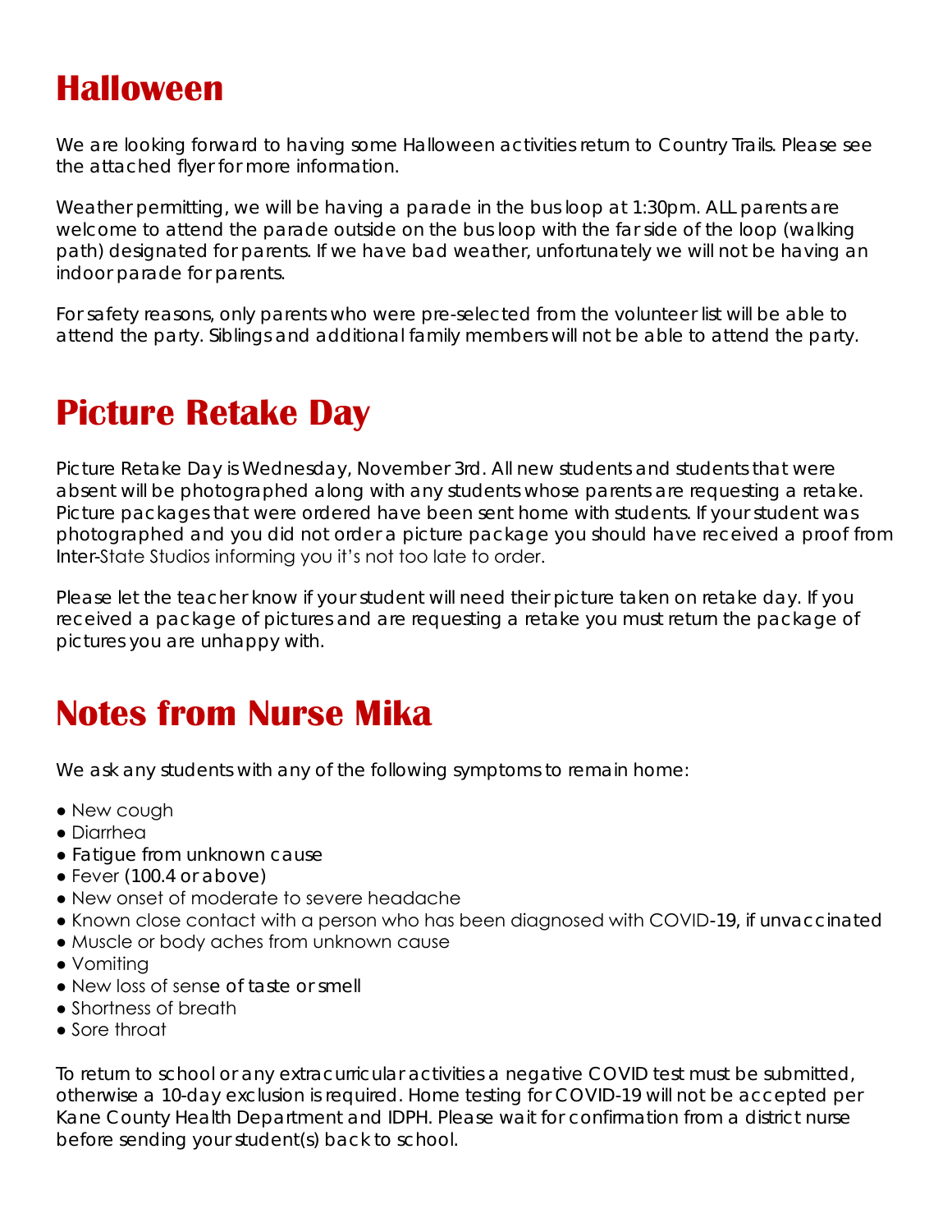# Halloween

We are looking forward to having some Halloween activities return to Country Trails. Please see the attached flyer for more information.

Weather permitting, we will be having a parade in the bus loop at 1:30pm. ALL parents are welcome to attend the parade outside on the bus loop with the far side of the loop (walking path) designated for parents. If we have bad weather, unfortunately we will not be having an indoor parade for parents.

For safety reasons, only parents who were pre-selected from the volunteer list will be able to attend the party. Siblings and additional family members will not be able to attend the party.

# Picture Retake Day

Picture Retake Day is Wednesday, November 3rd. All new students and students that were absent will be photographed along with any students whose parents are requesting a retake. Picture packages that were ordered have been sent home with students. If your student was photographed and you did not order a picture package you should have received a proof from Inter-State Studios informing you it's not too late to order.

Please let the teacher know if your student will need their picture taken on retake day. If you received a package of pictures and are requesting a retake you must return the package of pictures you are unhappy with.

# Notes from Nurse Mika

We ask any students with any of the following symptoms to remain home:

- New cough
- Diarrhea
- Fatigue from unknown cause
- Fever (100.4 or above)
- New onset of moderate to severe headache
- Known close contact with a person who has been diagnosed with COVID-19, if unvaccinated
- Muscle or body aches from unknown cause
- Vomiting
- New loss of sense of taste or smell
- Shortness of breath
- Sore throat

To return to school or any extracurricular activities a negative COVID test must be submitted, otherwise a 10-day exclusion is required. Home testing for COVID-19 will not be accepted per Kane County Health Department and IDPH. Please wait for confirmation from a district nurse before sending your student(s) back to school.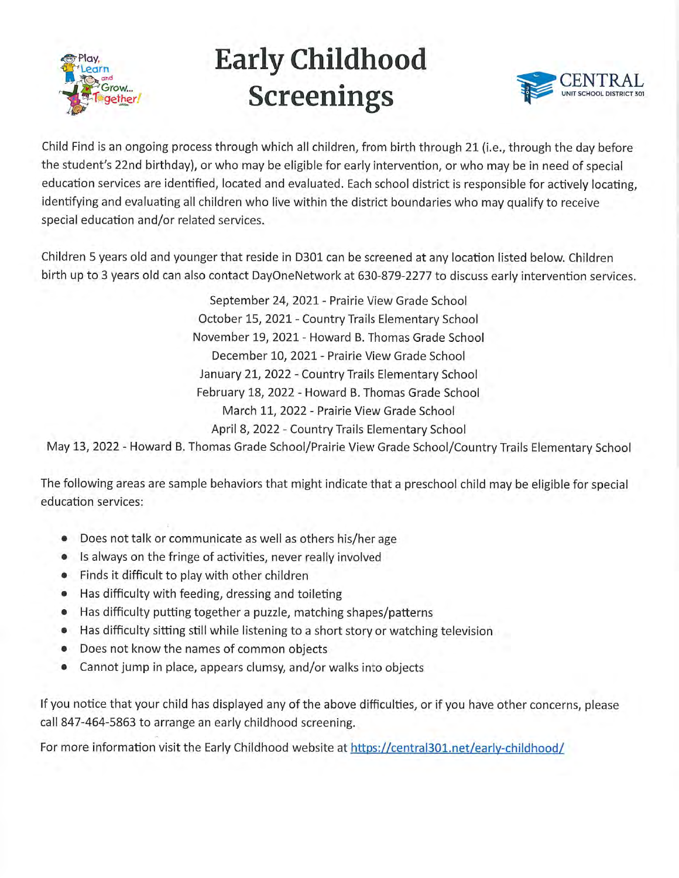# Early Childhood Screenings

Play, Learn and Grow... Together!

CENTRAL UNIT SCHOOL DISTRICT 301

Child Find is an ongoing process through which all children, from birth through 21 (i.e., through the day before the student's 22nd birthday), or who may be eligible for early intervention, or who may be in need of special education services are identified, located and evaluated. Each school district is responsible for actively locating, identifying and evaluating all children who live within the district boundaries who may qualify to receive special education and/or related services.

Children 5 years old and younger that reside in D301 can be screened at any location listed below. Children birth up to 3 years old can also contact DayOneNetwork at 630-879-2277 to discuss early intervention services.

September 24, 2021 - Prairie View Grade School
October 15, 2021 - Country Trails Elementary School
November 19, 2021 - Howard B. Thomas Grade School
December 10, 2021 - Prairie View Grade School
January 21, 2022 - Country Trails Elementary School
February 18, 2022 - Howard B. Thomas Grade School
March 11, 2022 - Prairie View Grade School
April 8, 2022 - Country Trails Elementary School
May 13, 2022 - Howard B. Thomas Grade School/Prairie View Grade School/Country Trails Elementary School

The following areas are sample behaviors that might indicate that a preschool child may be eligible for special education services:

- Does not talk or communicate as well as others his/her age
- Is always on the fringe of activities, never really involved
- Finds it difficult to play with other children
- Has difficulty with feeding, dressing and toileting
- Has difficulty putting together a puzzle, matching shapes/patterns
- Has difficulty sitting still while listening to a short story or watching television
- Does not know the names of common objects
- Cannot jump in place, appears clumsy, and/or walks into objects

If you notice that your child has displayed any of the above difficulties, or if you have other concerns, please call 847-464-5863 to arrange an early childhood screening.

For more information visit the Early Childhood website at https://central301.net/early-childhood/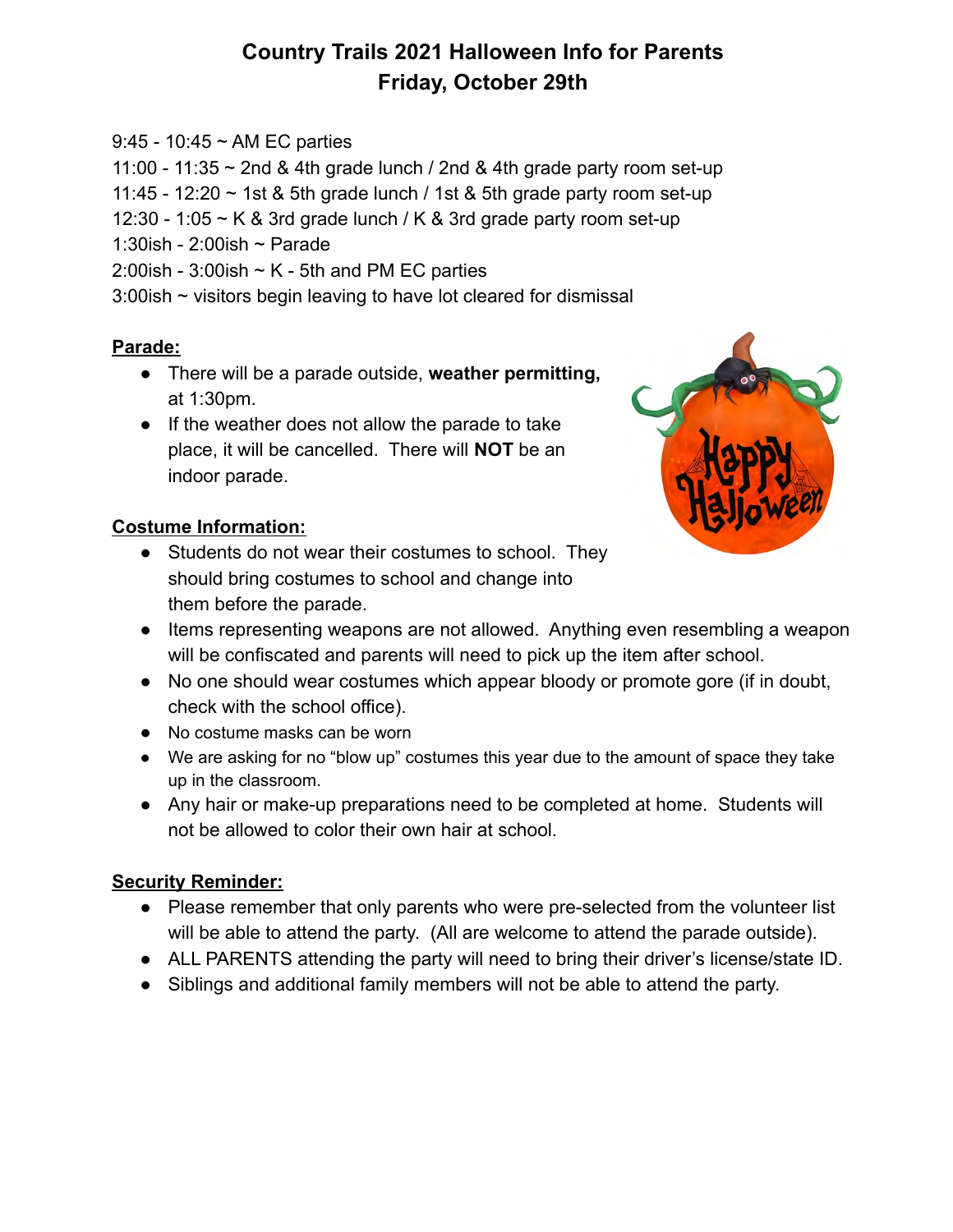# Country Trails 2021 Halloween Info for Parents
## Friday, October 29th

9:45 - 10:45 ~ AM EC parties
11:00 - 11:35 ~ 2nd & 4th grade lunch / 2nd & 4th grade party room set-up
11:45 - 12:20 ~ 1st & 5th grade lunch / 1st & 5th grade party room set-up
12:30 - 1:05 ~ K & 3rd grade lunch / K & 3rd grade party room set-up
1:30ish - 2:00ish ~ Parade
2:00ish - 3:00ish ~ K - 5th and PM EC parties
3:00ish ~ visitors begin leaving to have lot cleared for dismissal

**Parade:**

- There will be a parade outside, **weather permitting,** at 1:30pm.
- If the weather does not allow the parade to take place, it will be cancelled. There will **NOT** be an indoor parade.

**Costume Information:**

- Students do not wear their costumes to school. They should bring costumes to school and change into them before the parade.
- Items representing weapons are not allowed. Anything even resembling a weapon will be confiscated and parents will need to pick up the item after school.
- No one should wear costumes which appear bloody or promote gore (if in doubt, check with the school office).
- No costume masks can be worn
- We are asking for no "blow up" costumes this year due to the amount of space they take up in the classroom.
- Any hair or make-up preparations need to be completed at home. Students will not be allowed to color their own hair at school.

**Security Reminder:**

- Please remember that only parents who were pre-selected from the volunteer list will be able to attend the party. (All are welcome to attend the parade outside).
- ALL PARENTS attending the party will need to bring their driver's license/state ID.
- Siblings and additional family members will not be able to attend the party.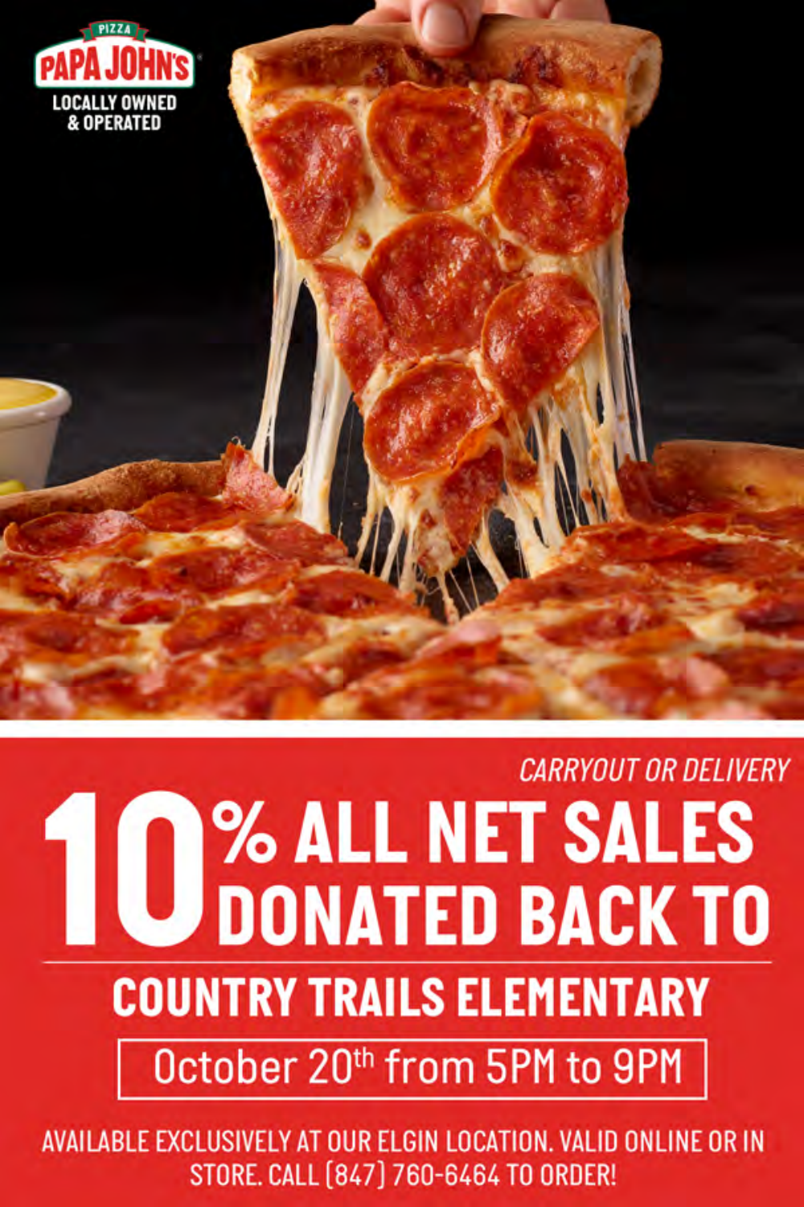PIZZA
PAPA JOHN'S
LOCALLY OWNED & OPERATED

*CARRYOUT OR DELIVERY*

# 10% ALL NET SALES DONATED BACK TO

## COUNTRY TRAILS ELEMENTARY

**October 20th from 5PM to 9PM**

AVAILABLE EXCLUSIVELY AT OUR ELGIN LOCATION. VALID ONLINE OR IN STORE. CALL (847) 760-6464 TO ORDER!